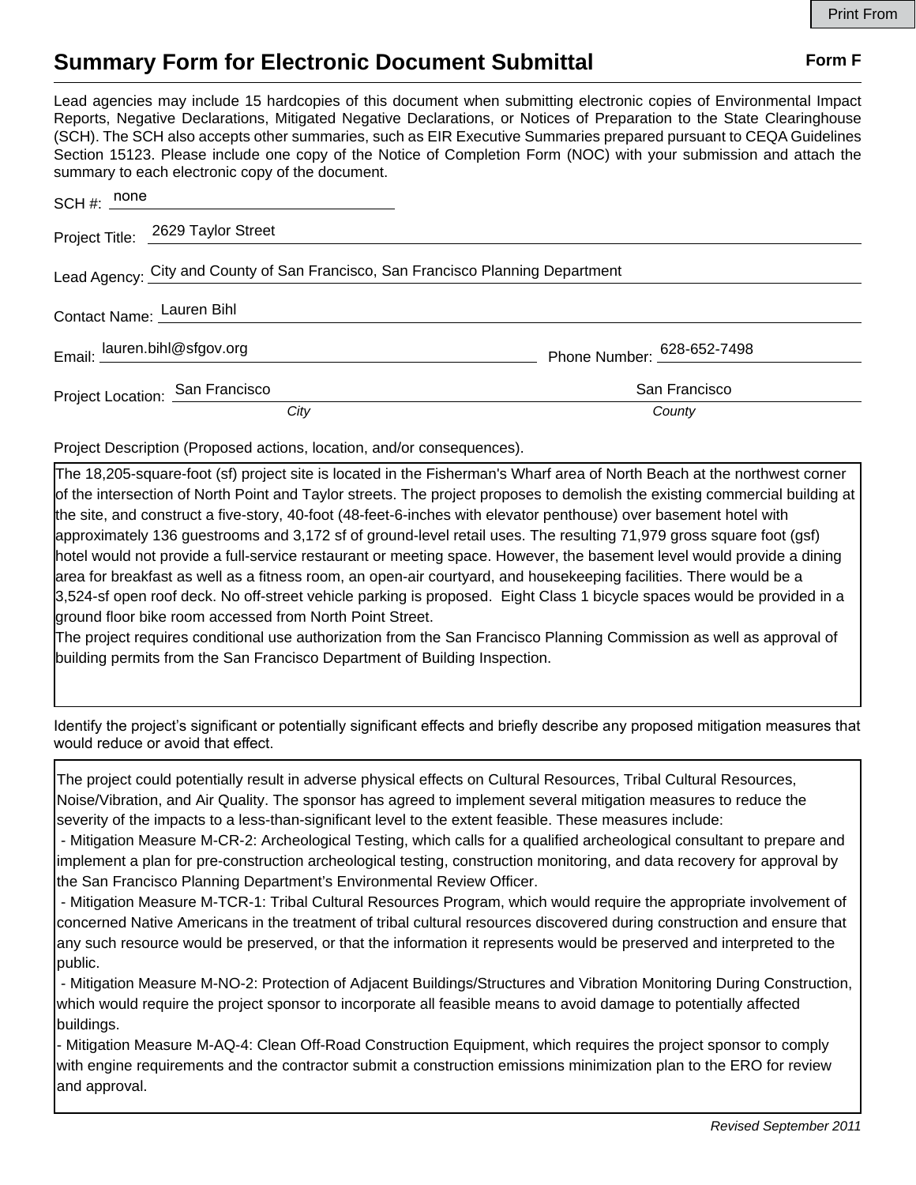Print From

# Summary Form for Electronic Document Submittal

**Form F**

Lead agencies may include 15 hardcopies of this document when submitting electronic copies of Environmental Impact Reports, Negative Declarations, Mitigated Negative Declarations, or Notices of Preparation to the State Clearinghouse (SCH). The SCH also accepts other summaries, such as EIR Executive Summaries prepared pursuant to CEQA Guidelines Section 15123. Please include one copy of the Notice of Completion Form (NOC) with your submission and attach the summary to each electronic copy of the document.

SCH #: none

Project Title: 2629 Taylor Street

Lead Agency: City and County of San Francisco, San Francisco Planning Department

Contact Name: Lauren Bihl

Email: lauren.bihl@sfgov.org    Phone Number: 628-652-7498

Project Location: San Francisco (*City*)    San Francisco (*County*)

Project Description (Proposed actions, location, and/or consequences).

The 18,205-square-foot (sf) project site is located in the Fisherman's Wharf area of North Beach at the northwest corner of the intersection of North Point and Taylor streets. The project proposes to demolish the existing commercial building at the site, and construct a five-story, 40-foot (48-feet-6-inches with elevator penthouse) over basement hotel with approximately 136 guestrooms and 3,172 sf of ground-level retail uses. The resulting 71,979 gross square foot (gsf) hotel would not provide a full-service restaurant or meeting space. However, the basement level would provide a dining area for breakfast as well as a fitness room, an open-air courtyard, and housekeeping facilities. There would be a 3,524-sf open roof deck. No off-street vehicle parking is proposed. Eight Class 1 bicycle spaces would be provided in a ground floor bike room accessed from North Point Street.

The project requires conditional use authorization from the San Francisco Planning Commission as well as approval of building permits from the San Francisco Department of Building Inspection.

Identify the project's significant or potentially significant effects and briefly describe any proposed mitigation measures that would reduce or avoid that effect.

The project could potentially result in adverse physical effects on Cultural Resources, Tribal Cultural Resources, Noise/Vibration, and Air Quality. The sponsor has agreed to implement several mitigation measures to reduce the severity of the impacts to a less-than-significant level to the extent feasible. These measures include:

- Mitigation Measure M-CR-2: Archeological Testing, which calls for a qualified archeological consultant to prepare and implement a plan for pre-construction archeological testing, construction monitoring, and data recovery for approval by the San Francisco Planning Department's Environmental Review Officer.
- Mitigation Measure M-TCR-1: Tribal Cultural Resources Program, which would require the appropriate involvement of concerned Native Americans in the treatment of tribal cultural resources discovered during construction and ensure that any such resource would be preserved, or that the information it represents would be preserved and interpreted to the public.
- Mitigation Measure M-NO-2: Protection of Adjacent Buildings/Structures and Vibration Monitoring During Construction, which would require the project sponsor to incorporate all feasible means to avoid damage to potentially affected buildings.
- Mitigation Measure M-AQ-4: Clean Off-Road Construction Equipment, which requires the project sponsor to comply with engine requirements and the contractor submit a construction emissions minimization plan to the ERO for review and approval.

*Revised September 2011*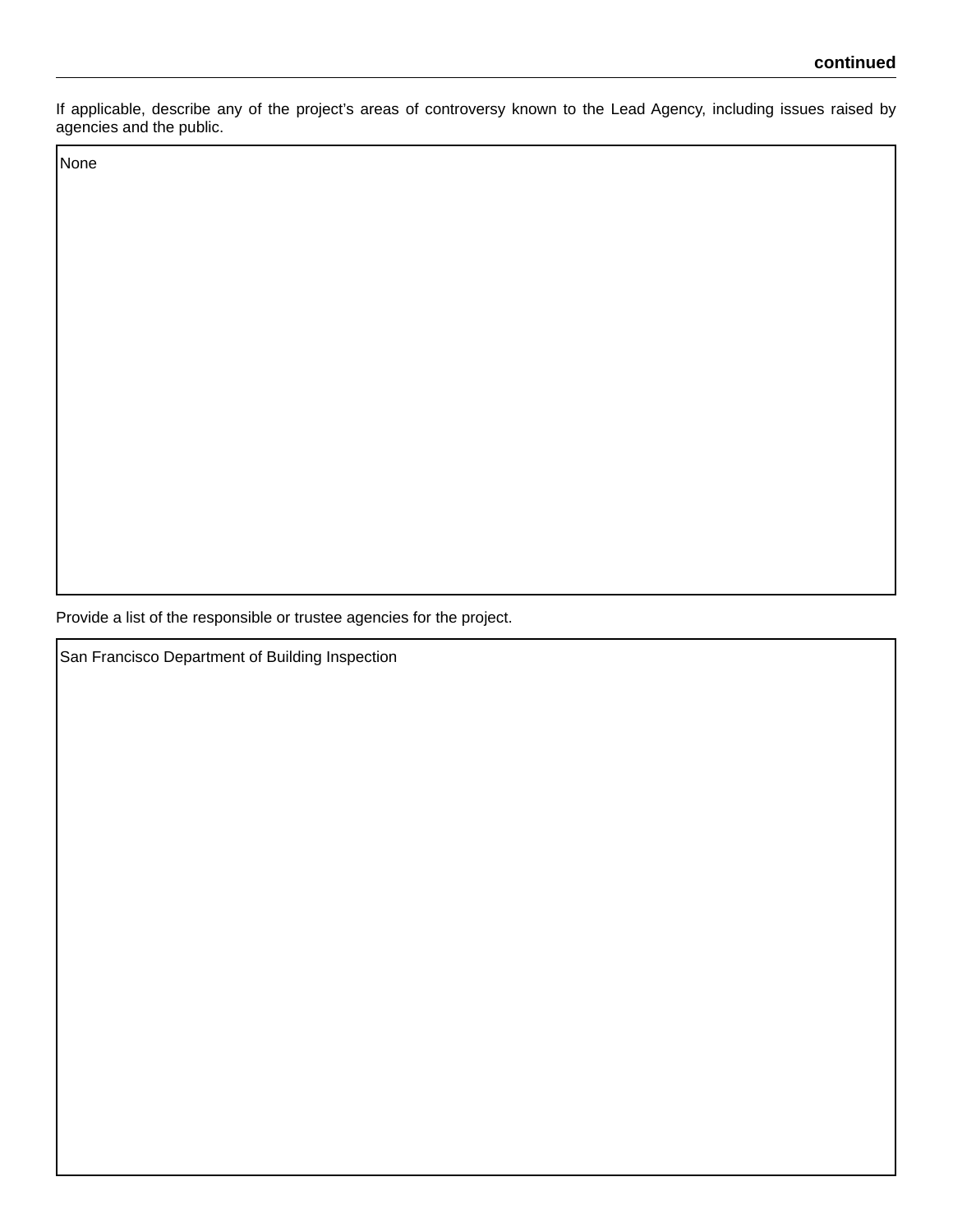**continued**

If applicable, describe any of the project's areas of controversy known to the Lead Agency, including issues raised by agencies and the public.

None

Provide a list of the responsible or trustee agencies for the project.

San Francisco Department of Building Inspection